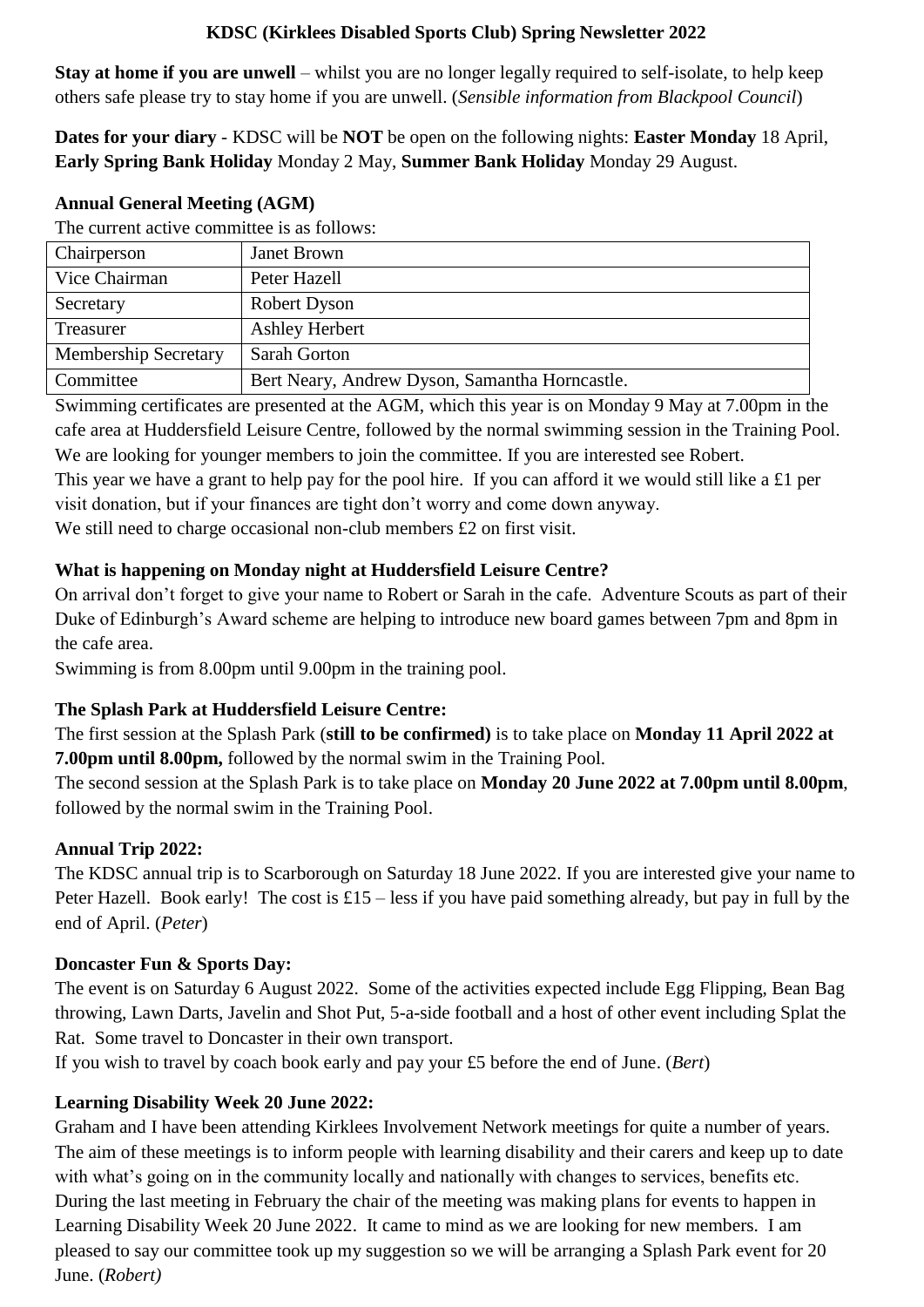# KDSC (Kirklees Disabled Sports Club) Spring Newsletter 2022

**Stay at home if you are unwell** – whilst you are no longer legally required to self-isolate, to help keep others safe please try to stay home if you are unwell. (*Sensible information from Blackpool Council*)

**Dates for your diary** - KDSC will be **NOT** be open on the following nights: **Easter Monday** 18 April, **Early Spring Bank Holiday** Monday 2 May, **Summer Bank Holiday** Monday 29 August.

## Annual General Meeting (AGM)

The current active committee is as follows:

| Chairperson | Janet Brown |
|---|---|
| Vice Chairman | Peter Hazell |
| Secretary | Robert Dyson |
| Treasurer | Ashley Herbert |
| Membership Secretary | Sarah Gorton |
| Committee | Bert Neary, Andrew Dyson, Samantha Horncastle. |

Swimming certificates are presented at the AGM, which this year is on Monday 9 May at 7.00pm in the cafe area at Huddersfield Leisure Centre, followed by the normal swimming session in the Training Pool.
We are looking for younger members to join the committee. If you are interested see Robert.
This year we have a grant to help pay for the pool hire. If you can afford it we would still like a £1 per visit donation, but if your finances are tight don't worry and come down anyway.
We still need to charge occasional non-club members £2 on first visit.

## What is happening on Monday night at Huddersfield Leisure Centre?

On arrival don't forget to give your name to Robert or Sarah in the cafe. Adventure Scouts as part of their Duke of Edinburgh's Award scheme are helping to introduce new board games between 7pm and 8pm in the cafe area.
Swimming is from 8.00pm until 9.00pm in the training pool.

## The Splash Park at Huddersfield Leisure Centre:

The first session at the Splash Park (**still to be confirmed)** is to take place on **Monday 11 April 2022 at 7.00pm until 8.00pm,** followed by the normal swim in the Training Pool.
The second session at the Splash Park is to take place on **Monday 20 June 2022 at 7.00pm until 8.00pm**, followed by the normal swim in the Training Pool.

## Annual Trip 2022:

The KDSC annual trip is to Scarborough on Saturday 18 June 2022. If you are interested give your name to Peter Hazell. Book early! The cost is £15 – less if you have paid something already, but pay in full by the end of April. (*Peter*)

## Doncaster Fun & Sports Day:

The event is on Saturday 6 August 2022. Some of the activities expected include Egg Flipping, Bean Bag throwing, Lawn Darts, Javelin and Shot Put, 5-a-side football and a host of other event including Splat the Rat. Some travel to Doncaster in their own transport.
If you wish to travel by coach book early and pay your £5 before the end of June. (*Bert*)

## Learning Disability Week 20 June 2022:

Graham and I have been attending Kirklees Involvement Network meetings for quite a number of years. The aim of these meetings is to inform people with learning disability and their carers and keep up to date with what's going on in the community locally and nationally with changes to services, benefits etc. During the last meeting in February the chair of the meeting was making plans for events to happen in Learning Disability Week 20 June 2022. It came to mind as we are looking for new members. I am pleased to say our committee took up my suggestion so we will be arranging a Splash Park event for 20 June. (*Robert)*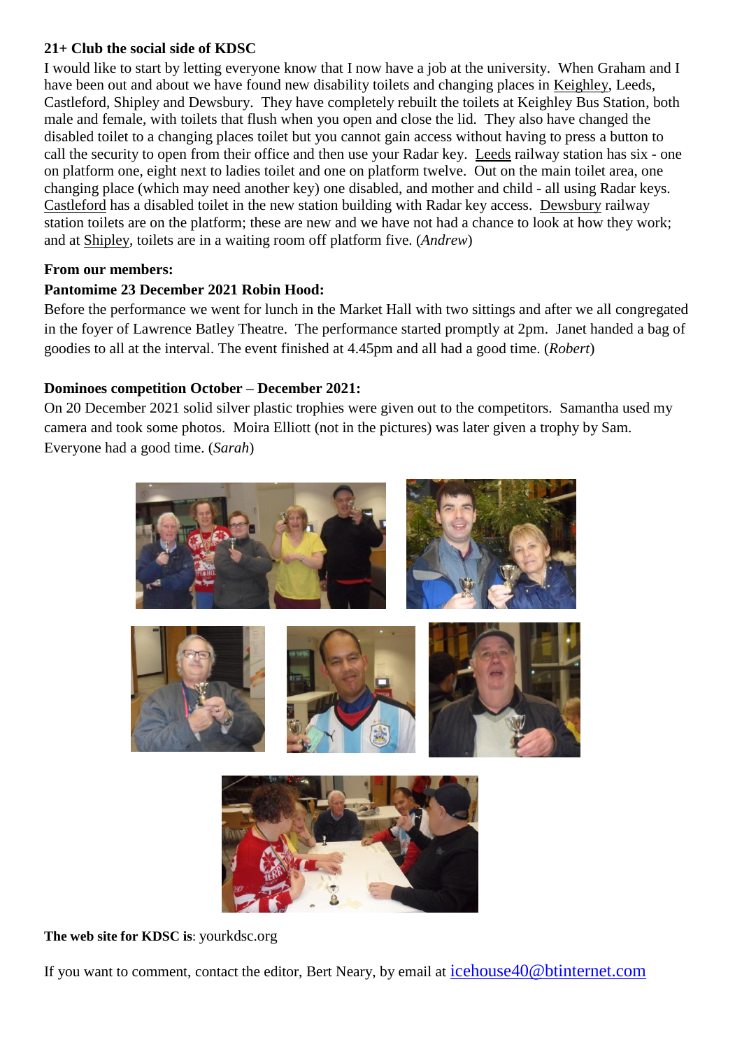**21+ Club the social side of KDSC**

I would like to start by letting everyone know that I now have a job at the university. When Graham and I have been out and about we have found new disability toilets and changing places in Keighley, Leeds, Castleford, Shipley and Dewsbury. They have completely rebuilt the toilets at Keighley Bus Station, both male and female, with toilets that flush when you open and close the lid. They also have changed the disabled toilet to a changing places toilet but you cannot gain access without having to press a button to call the security to open from their office and then use your Radar key. Leeds railway station has six - one on platform one, eight next to ladies toilet and one on platform twelve. Out on the main toilet area, one changing place (which may need another key) one disabled, and mother and child - all using Radar keys. Castleford has a disabled toilet in the new station building with Radar key access. Dewsbury railway station toilets are on the platform; these are new and we have not had a chance to look at how they work; and at Shipley, toilets are in a waiting room off platform five. (*Andrew*)

**From our members:**

**Pantomime 23 December 2021 Robin Hood:**

Before the performance we went for lunch in the Market Hall with two sittings and after we all congregated in the foyer of Lawrence Batley Theatre. The performance started promptly at 2pm. Janet handed a bag of goodies to all at the interval. The event finished at 4.45pm and all had a good time. (*Robert*)

**Dominoes competition October – December 2021:**

On 20 December 2021 solid silver plastic trophies were given out to the competitors. Samantha used my camera and took some photos. Moira Elliott (not in the pictures) was later given a trophy by Sam. Everyone had a good time. (*Sarah*)

**The web site for KDSC is**: yourkdsc.org

If you want to comment, contact the editor, Bert Neary, by email at icehouse40@btinternet.com